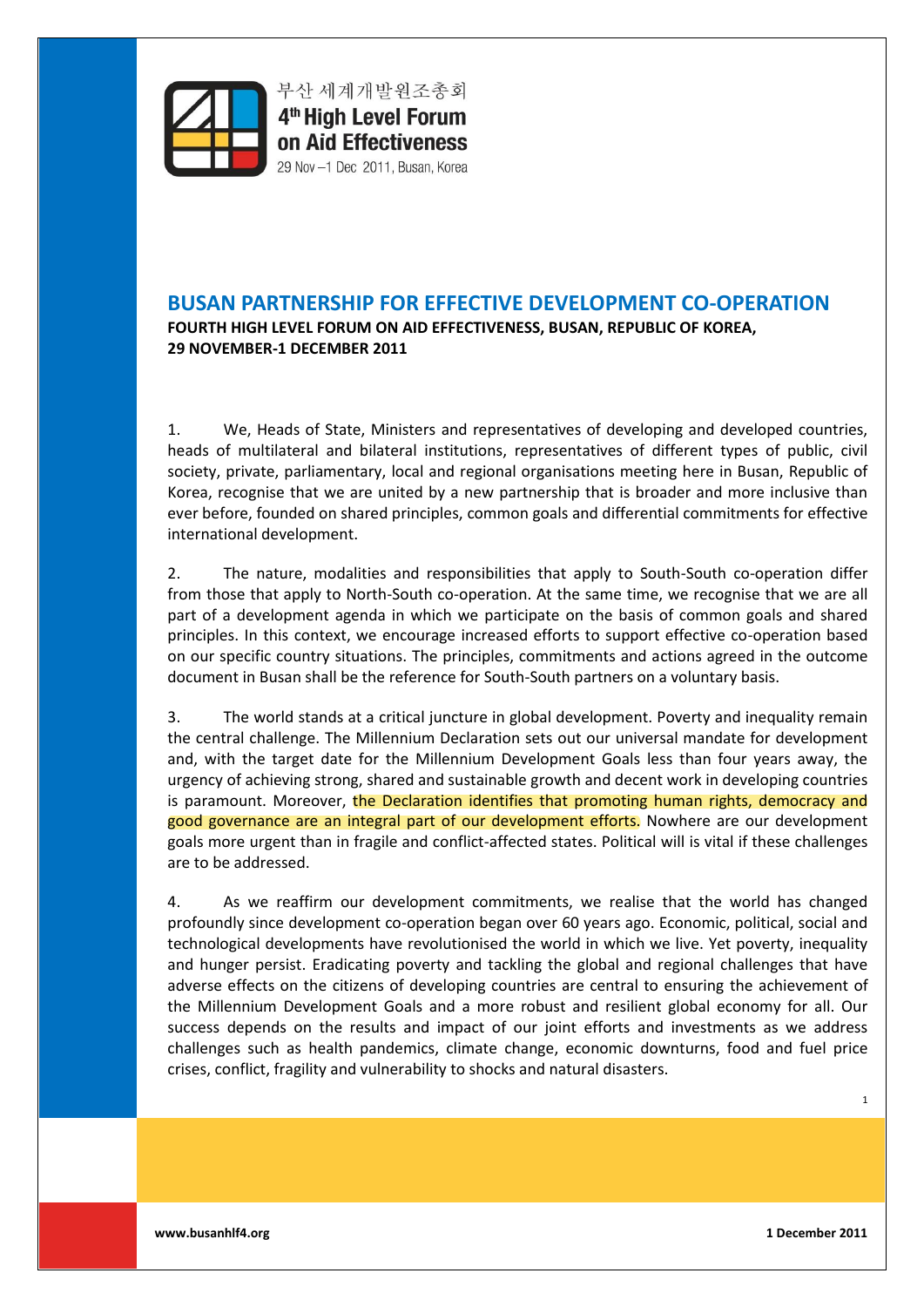부산 세계개발원조총회
4th High Level Forum on Aid Effectiveness
29 Nov – 1 Dec 2011, Busan, Korea

# BUSAN PARTNERSHIP FOR EFFECTIVE DEVELOPMENT CO-OPERATION

**FOURTH HIGH LEVEL FORUM ON AID EFFECTIVENESS, BUSAN, REPUBLIC OF KOREA, 29 NOVEMBER-1 DECEMBER 2011**

1. We, Heads of State, Ministers and representatives of developing and developed countries, heads of multilateral and bilateral institutions, representatives of different types of public, civil society, private, parliamentary, local and regional organisations meeting here in Busan, Republic of Korea, recognise that we are united by a new partnership that is broader and more inclusive than ever before, founded on shared principles, common goals and differential commitments for effective international development.

2. The nature, modalities and responsibilities that apply to South-South co-operation differ from those that apply to North-South co-operation. At the same time, we recognise that we are all part of a development agenda in which we participate on the basis of common goals and shared principles. In this context, we encourage increased efforts to support effective co-operation based on our specific country situations. The principles, commitments and actions agreed in the outcome document in Busan shall be the reference for South-South partners on a voluntary basis.

3. The world stands at a critical juncture in global development. Poverty and inequality remain the central challenge. The Millennium Declaration sets out our universal mandate for development and, with the target date for the Millennium Development Goals less than four years away, the urgency of achieving strong, shared and sustainable growth and decent work in developing countries is paramount. Moreover, the Declaration identifies that promoting human rights, democracy and good governance are an integral part of our development efforts. Nowhere are our development goals more urgent than in fragile and conflict-affected states. Political will is vital if these challenges are to be addressed.

4. As we reaffirm our development commitments, we realise that the world has changed profoundly since development co-operation began over 60 years ago. Economic, political, social and technological developments have revolutionised the world in which we live. Yet poverty, inequality and hunger persist. Eradicating poverty and tackling the global and regional challenges that have adverse effects on the citizens of developing countries are central to ensuring the achievement of the Millennium Development Goals and a more robust and resilient global economy for all. Our success depends on the results and impact of our joint efforts and investments as we address challenges such as health pandemics, climate change, economic downturns, food and fuel price crises, conflict, fragility and vulnerability to shocks and natural disasters.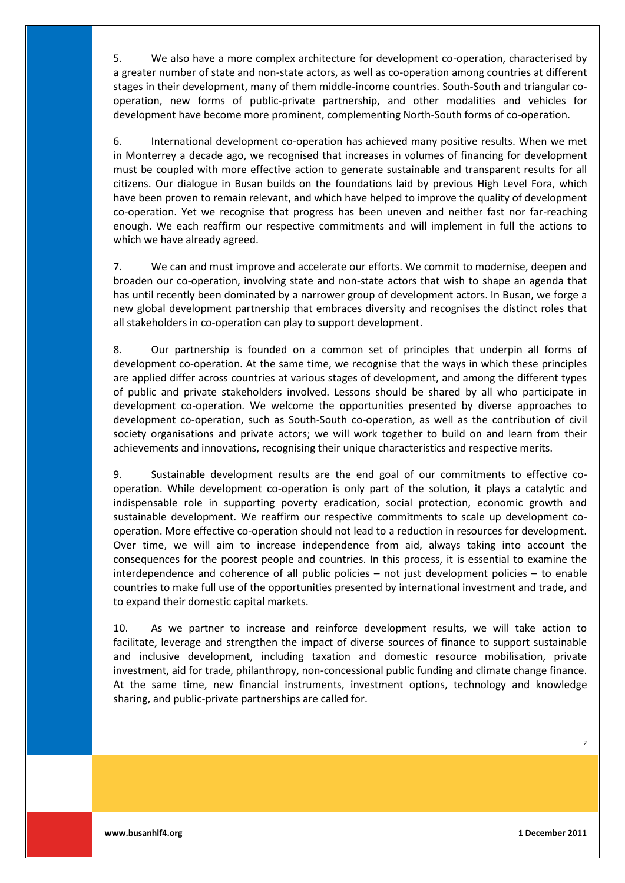5. We also have a more complex architecture for development co-operation, characterised by a greater number of state and non-state actors, as well as co-operation among countries at different stages in their development, many of them middle-income countries. South-South and triangular co-operation, new forms of public-private partnership, and other modalities and vehicles for development have become more prominent, complementing North-South forms of co-operation.

6. International development co-operation has achieved many positive results. When we met in Monterrey a decade ago, we recognised that increases in volumes of financing for development must be coupled with more effective action to generate sustainable and transparent results for all citizens. Our dialogue in Busan builds on the foundations laid by previous High Level Fora, which have been proven to remain relevant, and which have helped to improve the quality of development co-operation. Yet we recognise that progress has been uneven and neither fast nor far-reaching enough. We each reaffirm our respective commitments and will implement in full the actions to which we have already agreed.

7. We can and must improve and accelerate our efforts. We commit to modernise, deepen and broaden our co-operation, involving state and non-state actors that wish to shape an agenda that has until recently been dominated by a narrower group of development actors. In Busan, we forge a new global development partnership that embraces diversity and recognises the distinct roles that all stakeholders in co-operation can play to support development.

8. Our partnership is founded on a common set of principles that underpin all forms of development co-operation. At the same time, we recognise that the ways in which these principles are applied differ across countries at various stages of development, and among the different types of public and private stakeholders involved. Lessons should be shared by all who participate in development co-operation. We welcome the opportunities presented by diverse approaches to development co-operation, such as South-South co-operation, as well as the contribution of civil society organisations and private actors; we will work together to build on and learn from their achievements and innovations, recognising their unique characteristics and respective merits.

9. Sustainable development results are the end goal of our commitments to effective co-operation. While development co-operation is only part of the solution, it plays a catalytic and indispensable role in supporting poverty eradication, social protection, economic growth and sustainable development. We reaffirm our respective commitments to scale up development co-operation. More effective co-operation should not lead to a reduction in resources for development. Over time, we will aim to increase independence from aid, always taking into account the consequences for the poorest people and countries. In this process, it is essential to examine the interdependence and coherence of all public policies – not just development policies – to enable countries to make full use of the opportunities presented by international investment and trade, and to expand their domestic capital markets.

10. As we partner to increase and reinforce development results, we will take action to facilitate, leverage and strengthen the impact of diverse sources of finance to support sustainable and inclusive development, including taxation and domestic resource mobilisation, private investment, aid for trade, philanthropy, non-concessional public funding and climate change finance. At the same time, new financial instruments, investment options, technology and knowledge sharing, and public-private partnerships are called for.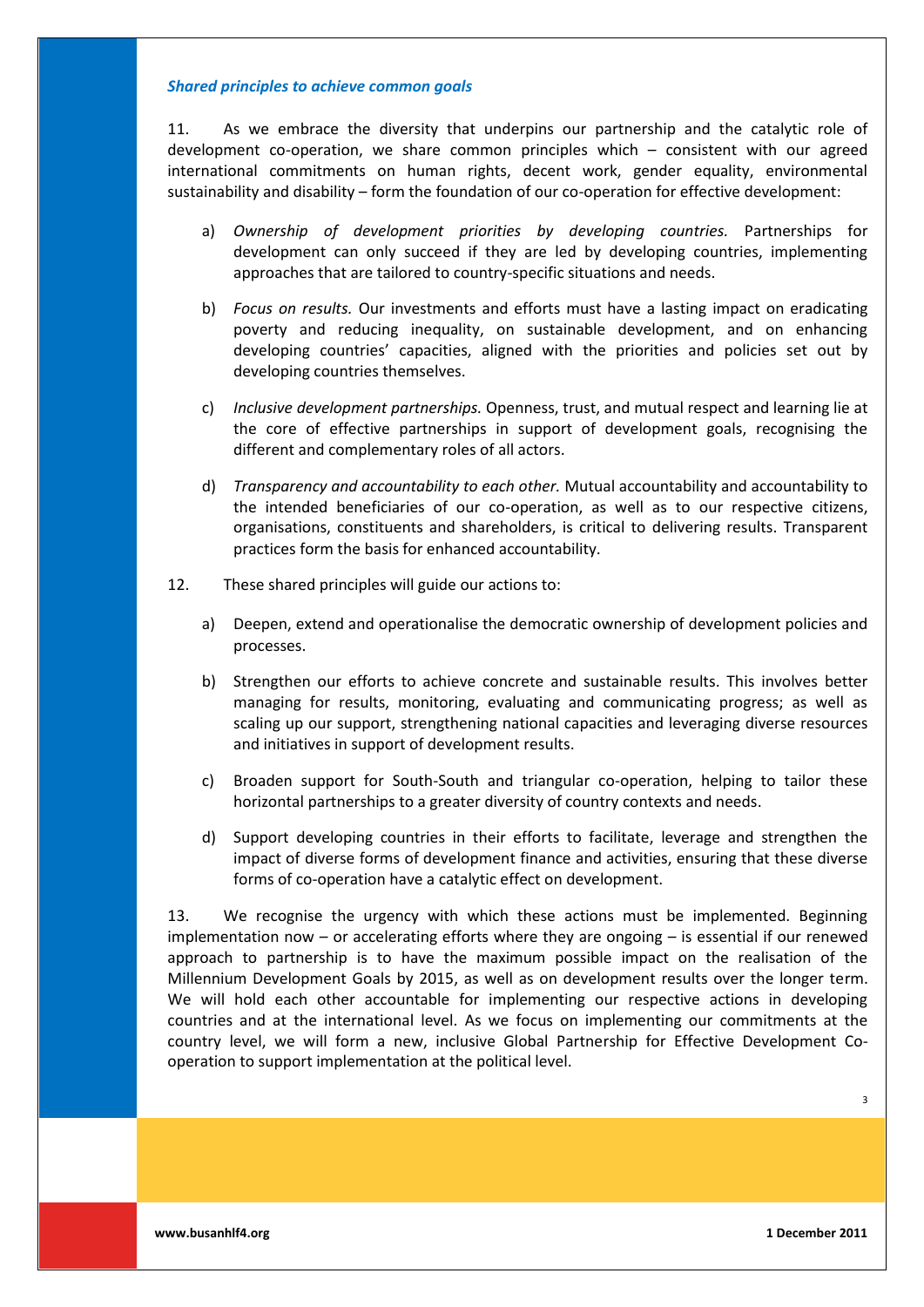### *Shared principles to achieve common goals*

11. As we embrace the diversity that underpins our partnership and the catalytic role of development co-operation, we share common principles which – consistent with our agreed international commitments on human rights, decent work, gender equality, environmental sustainability and disability – form the foundation of our co-operation for effective development:

a) *Ownership of development priorities by developing countries.* Partnerships for development can only succeed if they are led by developing countries, implementing approaches that are tailored to country-specific situations and needs.

b) *Focus on results.* Our investments and efforts must have a lasting impact on eradicating poverty and reducing inequality, on sustainable development, and on enhancing developing countries' capacities, aligned with the priorities and policies set out by developing countries themselves.

c) *Inclusive development partnerships.* Openness, trust, and mutual respect and learning lie at the core of effective partnerships in support of development goals, recognising the different and complementary roles of all actors.

d) *Transparency and accountability to each other.* Mutual accountability and accountability to the intended beneficiaries of our co-operation, as well as to our respective citizens, organisations, constituents and shareholders, is critical to delivering results. Transparent practices form the basis for enhanced accountability.

12. These shared principles will guide our actions to:

a) Deepen, extend and operationalise the democratic ownership of development policies and processes.

b) Strengthen our efforts to achieve concrete and sustainable results. This involves better managing for results, monitoring, evaluating and communicating progress; as well as scaling up our support, strengthening national capacities and leveraging diverse resources and initiatives in support of development results.

c) Broaden support for South-South and triangular co-operation, helping to tailor these horizontal partnerships to a greater diversity of country contexts and needs.

d) Support developing countries in their efforts to facilitate, leverage and strengthen the impact of diverse forms of development finance and activities, ensuring that these diverse forms of co-operation have a catalytic effect on development.

13. We recognise the urgency with which these actions must be implemented. Beginning implementation now – or accelerating efforts where they are ongoing – is essential if our renewed approach to partnership is to have the maximum possible impact on the realisation of the Millennium Development Goals by 2015, as well as on development results over the longer term. We will hold each other accountable for implementing our respective actions in developing countries and at the international level. As we focus on implementing our commitments at the country level, we will form a new, inclusive Global Partnership for Effective Development Co-operation to support implementation at the political level.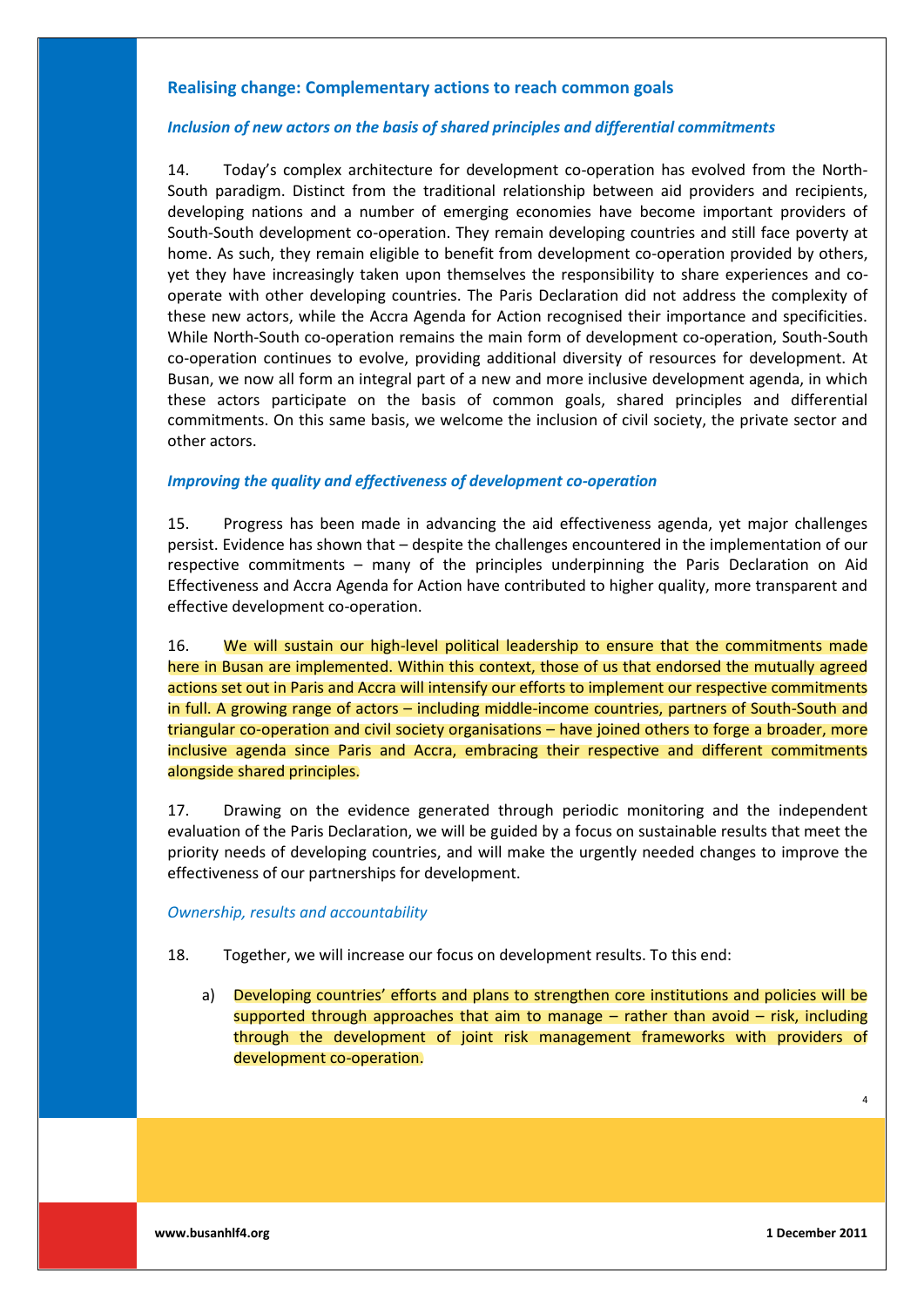## Realising change: Complementary actions to reach common goals

### *Inclusion of new actors on the basis of shared principles and differential commitments*

14. Today's complex architecture for development co-operation has evolved from the North-South paradigm. Distinct from the traditional relationship between aid providers and recipients, developing nations and a number of emerging economies have become important providers of South-South development co-operation. They remain developing countries and still face poverty at home. As such, they remain eligible to benefit from development co-operation provided by others, yet they have increasingly taken upon themselves the responsibility to share experiences and co-operate with other developing countries. The Paris Declaration did not address the complexity of these new actors, while the Accra Agenda for Action recognised their importance and specificities. While North-South co-operation remains the main form of development co-operation, South-South co-operation continues to evolve, providing additional diversity of resources for development. At Busan, we now all form an integral part of a new and more inclusive development agenda, in which these actors participate on the basis of common goals, shared principles and differential commitments. On this same basis, we welcome the inclusion of civil society, the private sector and other actors.

### *Improving the quality and effectiveness of development co-operation*

15. Progress has been made in advancing the aid effectiveness agenda, yet major challenges persist. Evidence has shown that – despite the challenges encountered in the implementation of our respective commitments – many of the principles underpinning the Paris Declaration on Aid Effectiveness and Accra Agenda for Action have contributed to higher quality, more transparent and effective development co-operation.

16. We will sustain our high-level political leadership to ensure that the commitments made here in Busan are implemented. Within this context, those of us that endorsed the mutually agreed actions set out in Paris and Accra will intensify our efforts to implement our respective commitments in full. A growing range of actors – including middle-income countries, partners of South-South and triangular co-operation and civil society organisations – have joined others to forge a broader, more inclusive agenda since Paris and Accra, embracing their respective and different commitments alongside shared principles.

17. Drawing on the evidence generated through periodic monitoring and the independent evaluation of the Paris Declaration, we will be guided by a focus on sustainable results that meet the priority needs of developing countries, and will make the urgently needed changes to improve the effectiveness of our partnerships for development.

### *Ownership, results and accountability*

18. Together, we will increase our focus on development results. To this end:

a) Developing countries' efforts and plans to strengthen core institutions and policies will be supported through approaches that aim to manage – rather than avoid – risk, including through the development of joint risk management frameworks with providers of development co-operation.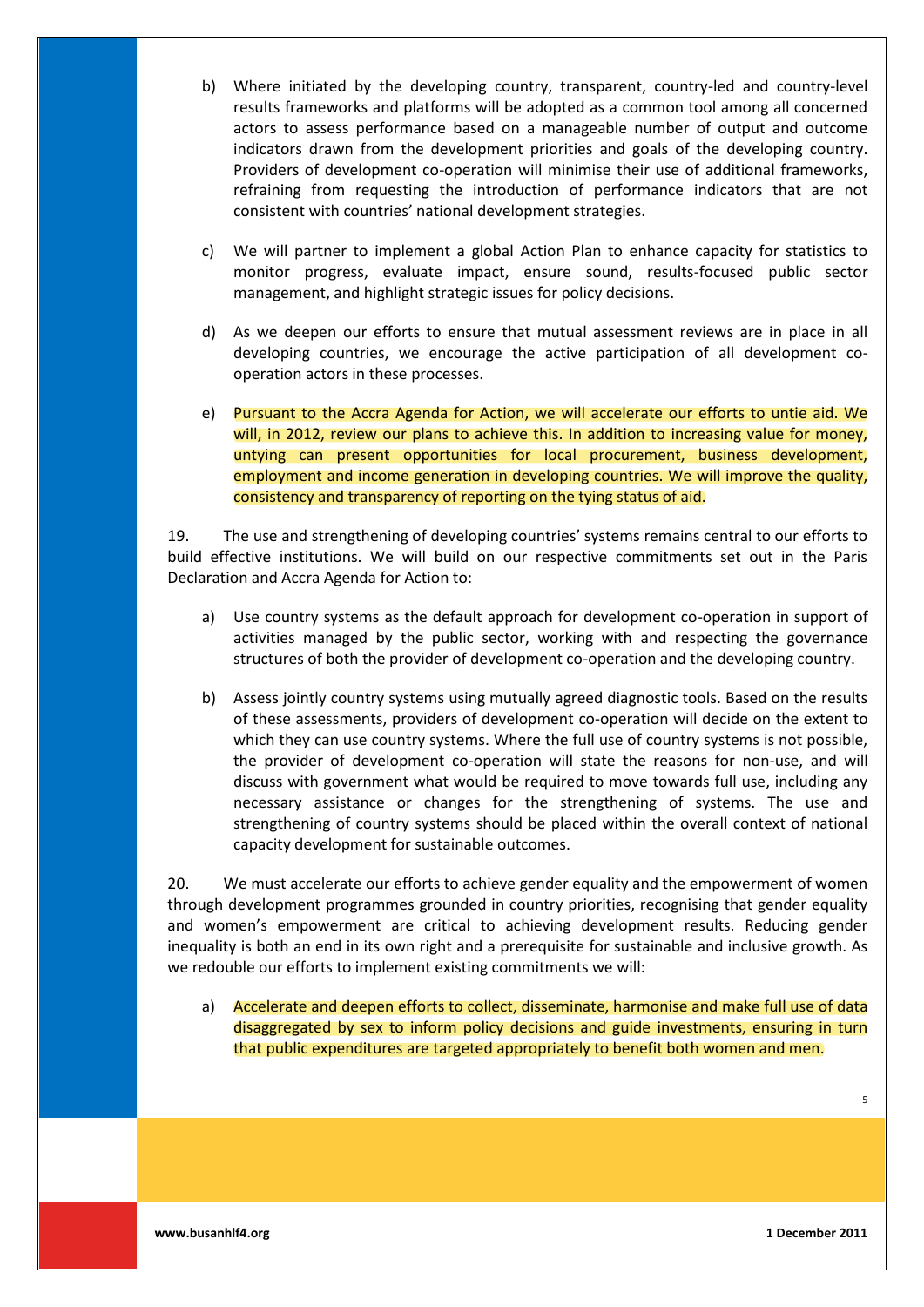b) Where initiated by the developing country, transparent, country-led and country-level results frameworks and platforms will be adopted as a common tool among all concerned actors to assess performance based on a manageable number of output and outcome indicators drawn from the development priorities and goals of the developing country. Providers of development co-operation will minimise their use of additional frameworks, refraining from requesting the introduction of performance indicators that are not consistent with countries' national development strategies.

c) We will partner to implement a global Action Plan to enhance capacity for statistics to monitor progress, evaluate impact, ensure sound, results-focused public sector management, and highlight strategic issues for policy decisions.

d) As we deepen our efforts to ensure that mutual assessment reviews are in place in all developing countries, we encourage the active participation of all development co-operation actors in these processes.

e) Pursuant to the Accra Agenda for Action, we will accelerate our efforts to untie aid. We will, in 2012, review our plans to achieve this. In addition to increasing value for money, untying can present opportunities for local procurement, business development, employment and income generation in developing countries. We will improve the quality, consistency and transparency of reporting on the tying status of aid.

19. The use and strengthening of developing countries' systems remains central to our efforts to build effective institutions. We will build on our respective commitments set out in the Paris Declaration and Accra Agenda for Action to:

a) Use country systems as the default approach for development co-operation in support of activities managed by the public sector, working with and respecting the governance structures of both the provider of development co-operation and the developing country.

b) Assess jointly country systems using mutually agreed diagnostic tools. Based on the results of these assessments, providers of development co-operation will decide on the extent to which they can use country systems. Where the full use of country systems is not possible, the provider of development co-operation will state the reasons for non-use, and will discuss with government what would be required to move towards full use, including any necessary assistance or changes for the strengthening of systems. The use and strengthening of country systems should be placed within the overall context of national capacity development for sustainable outcomes.

20. We must accelerate our efforts to achieve gender equality and the empowerment of women through development programmes grounded in country priorities, recognising that gender equality and women's empowerment are critical to achieving development results. Reducing gender inequality is both an end in its own right and a prerequisite for sustainable and inclusive growth. As we redouble our efforts to implement existing commitments we will:

a) Accelerate and deepen efforts to collect, disseminate, harmonise and make full use of data disaggregated by sex to inform policy decisions and guide investments, ensuring in turn that public expenditures are targeted appropriately to benefit both women and men.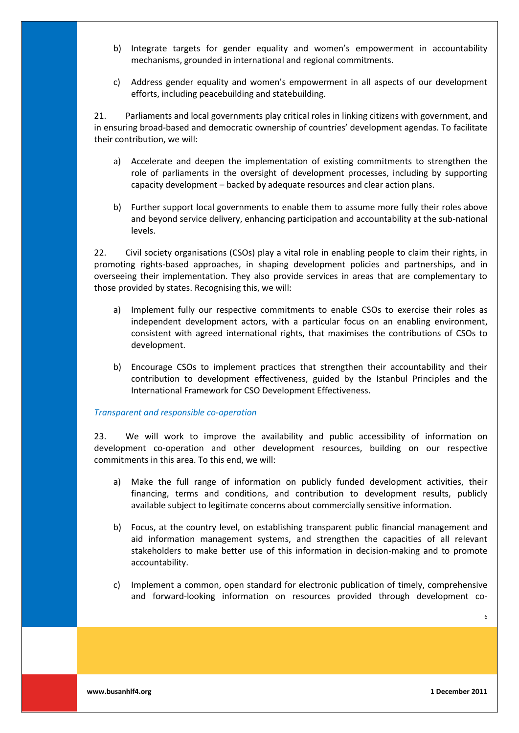b) Integrate targets for gender equality and women's empowerment in accountability mechanisms, grounded in international and regional commitments.

c) Address gender equality and women's empowerment in all aspects of our development efforts, including peacebuilding and statebuilding.

21. Parliaments and local governments play critical roles in linking citizens with government, and in ensuring broad-based and democratic ownership of countries' development agendas. To facilitate their contribution, we will:

a) Accelerate and deepen the implementation of existing commitments to strengthen the role of parliaments in the oversight of development processes, including by supporting capacity development – backed by adequate resources and clear action plans.

b) Further support local governments to enable them to assume more fully their roles above and beyond service delivery, enhancing participation and accountability at the sub-national levels.

22. Civil society organisations (CSOs) play a vital role in enabling people to claim their rights, in promoting rights-based approaches, in shaping development policies and partnerships, and in overseeing their implementation. They also provide services in areas that are complementary to those provided by states. Recognising this, we will:

a) Implement fully our respective commitments to enable CSOs to exercise their roles as independent development actors, with a particular focus on an enabling environment, consistent with agreed international rights, that maximises the contributions of CSOs to development.

b) Encourage CSOs to implement practices that strengthen their accountability and their contribution to development effectiveness, guided by the Istanbul Principles and the International Framework for CSO Development Effectiveness.

*Transparent and responsible co-operation*

23. We will work to improve the availability and public accessibility of information on development co-operation and other development resources, building on our respective commitments in this area. To this end, we will:

a) Make the full range of information on publicly funded development activities, their financing, terms and conditions, and contribution to development results, publicly available subject to legitimate concerns about commercially sensitive information.

b) Focus, at the country level, on establishing transparent public financial management and aid information management systems, and strengthen the capacities of all relevant stakeholders to make better use of this information in decision-making and to promote accountability.

c) Implement a common, open standard for electronic publication of timely, comprehensive and forward-looking information on resources provided through development co-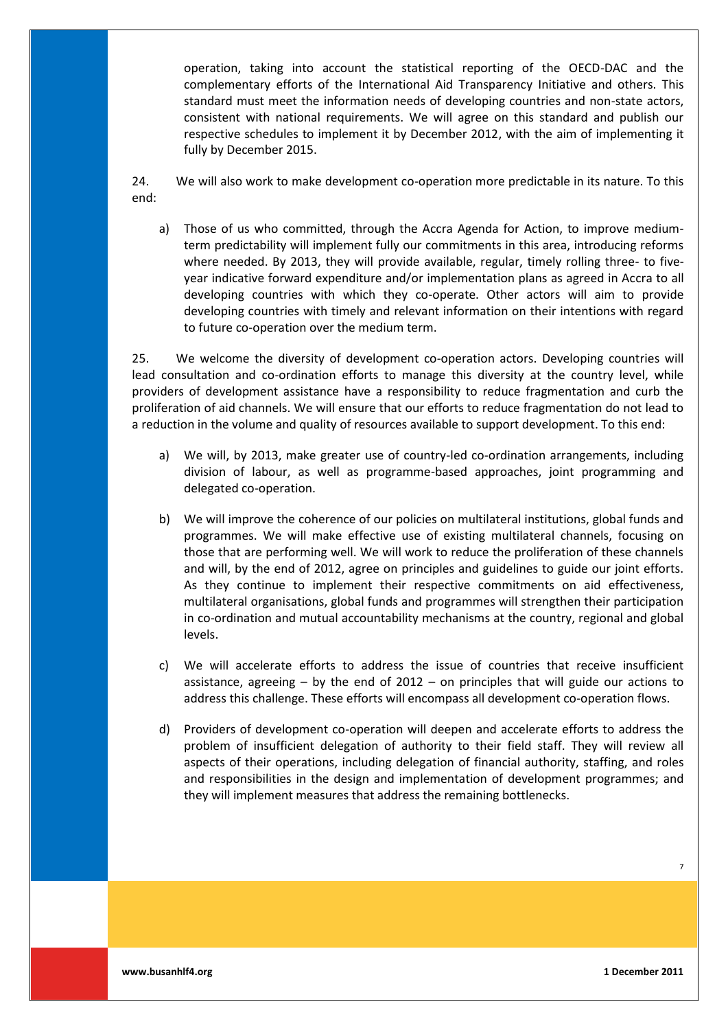operation, taking into account the statistical reporting of the OECD-DAC and the complementary efforts of the International Aid Transparency Initiative and others. This standard must meet the information needs of developing countries and non-state actors, consistent with national requirements. We will agree on this standard and publish our respective schedules to implement it by December 2012, with the aim of implementing it fully by December 2015.

24. We will also work to make development co-operation more predictable in its nature. To this end:

a) Those of us who committed, through the Accra Agenda for Action, to improve medium-term predictability will implement fully our commitments in this area, introducing reforms where needed. By 2013, they will provide available, regular, timely rolling three- to five-year indicative forward expenditure and/or implementation plans as agreed in Accra to all developing countries with which they co-operate. Other actors will aim to provide developing countries with timely and relevant information on their intentions with regard to future co-operation over the medium term.

25. We welcome the diversity of development co-operation actors. Developing countries will lead consultation and co-ordination efforts to manage this diversity at the country level, while providers of development assistance have a responsibility to reduce fragmentation and curb the proliferation of aid channels. We will ensure that our efforts to reduce fragmentation do not lead to a reduction in the volume and quality of resources available to support development. To this end:

a) We will, by 2013, make greater use of country-led co-ordination arrangements, including division of labour, as well as programme-based approaches, joint programming and delegated co-operation.

b) We will improve the coherence of our policies on multilateral institutions, global funds and programmes. We will make effective use of existing multilateral channels, focusing on those that are performing well. We will work to reduce the proliferation of these channels and will, by the end of 2012, agree on principles and guidelines to guide our joint efforts. As they continue to implement their respective commitments on aid effectiveness, multilateral organisations, global funds and programmes will strengthen their participation in co-ordination and mutual accountability mechanisms at the country, regional and global levels.

c) We will accelerate efforts to address the issue of countries that receive insufficient assistance, agreeing – by the end of 2012 – on principles that will guide our actions to address this challenge. These efforts will encompass all development co-operation flows.

d) Providers of development co-operation will deepen and accelerate efforts to address the problem of insufficient delegation of authority to their field staff. They will review all aspects of their operations, including delegation of financial authority, staffing, and roles and responsibilities in the design and implementation of development programmes; and they will implement measures that address the remaining bottlenecks.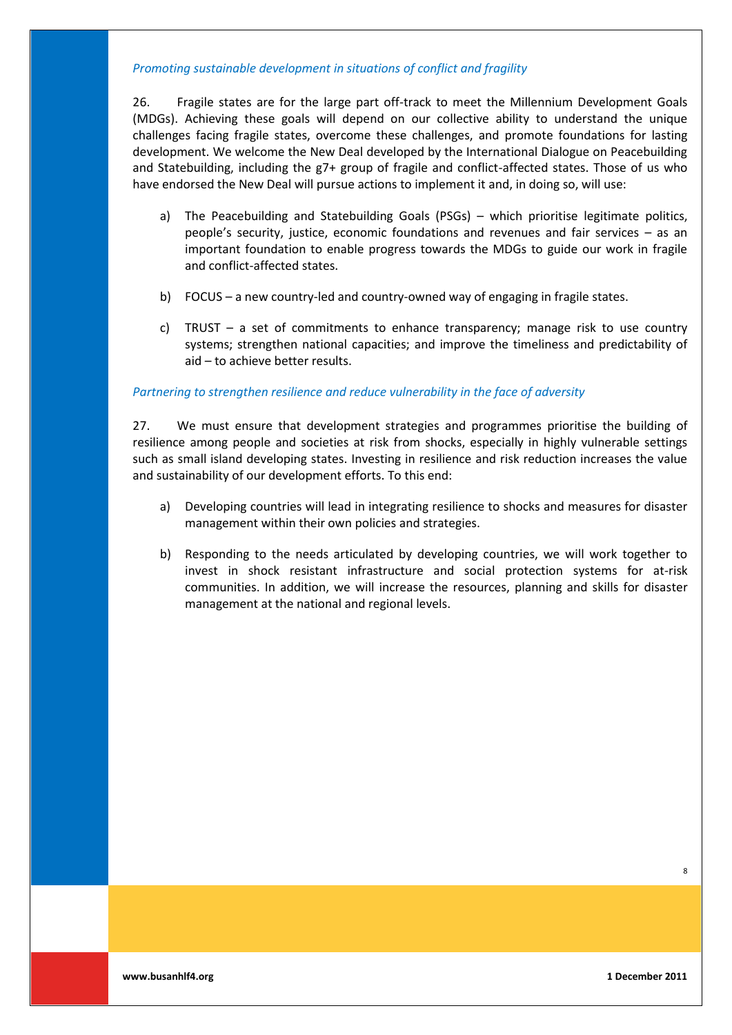*Promoting sustainable development in situations of conflict and fragility*

26. Fragile states are for the large part off-track to meet the Millennium Development Goals (MDGs). Achieving these goals will depend on our collective ability to understand the unique challenges facing fragile states, overcome these challenges, and promote foundations for lasting development. We welcome the New Deal developed by the International Dialogue on Peacebuilding and Statebuilding, including the g7+ group of fragile and conflict-affected states. Those of us who have endorsed the New Deal will pursue actions to implement it and, in doing so, will use:

a) The Peacebuilding and Statebuilding Goals (PSGs) – which prioritise legitimate politics, people's security, justice, economic foundations and revenues and fair services – as an important foundation to enable progress towards the MDGs to guide our work in fragile and conflict-affected states.

b) FOCUS – a new country-led and country-owned way of engaging in fragile states.

c) TRUST – a set of commitments to enhance transparency; manage risk to use country systems; strengthen national capacities; and improve the timeliness and predictability of aid – to achieve better results.

*Partnering to strengthen resilience and reduce vulnerability in the face of adversity*

27. We must ensure that development strategies and programmes prioritise the building of resilience among people and societies at risk from shocks, especially in highly vulnerable settings such as small island developing states. Investing in resilience and risk reduction increases the value and sustainability of our development efforts. To this end:

a) Developing countries will lead in integrating resilience to shocks and measures for disaster management within their own policies and strategies.

b) Responding to the needs articulated by developing countries, we will work together to invest in shock resistant infrastructure and social protection systems for at-risk communities. In addition, we will increase the resources, planning and skills for disaster management at the national and regional levels.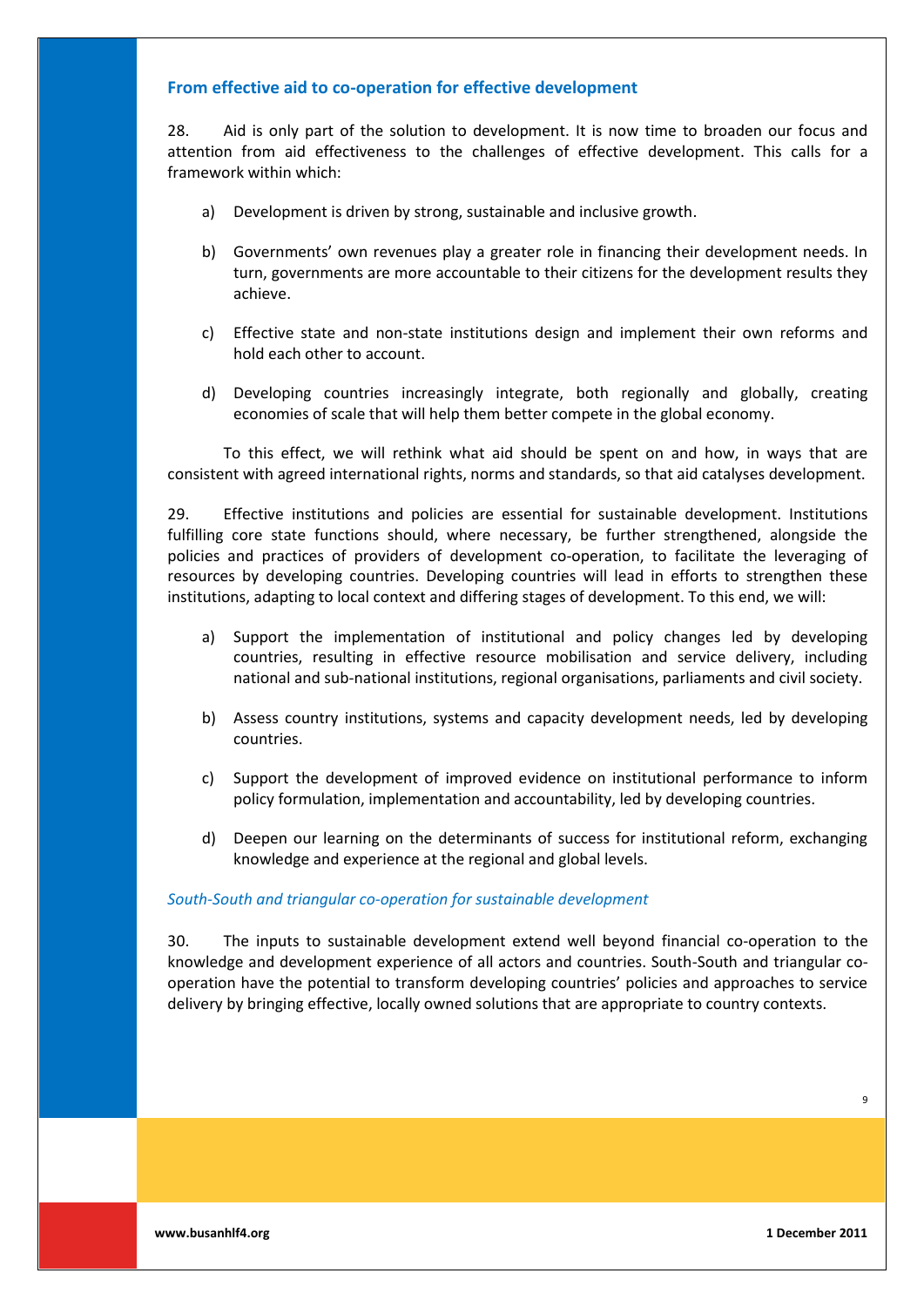## From effective aid to co-operation for effective development

28. Aid is only part of the solution to development. It is now time to broaden our focus and attention from aid effectiveness to the challenges of effective development. This calls for a framework within which:

a) Development is driven by strong, sustainable and inclusive growth.

b) Governments' own revenues play a greater role in financing their development needs. In turn, governments are more accountable to their citizens for the development results they achieve.

c) Effective state and non-state institutions design and implement their own reforms and hold each other to account.

d) Developing countries increasingly integrate, both regionally and globally, creating economies of scale that will help them better compete in the global economy.

To this effect, we will rethink what aid should be spent on and how, in ways that are consistent with agreed international rights, norms and standards, so that aid catalyses development.

29. Effective institutions and policies are essential for sustainable development. Institutions fulfilling core state functions should, where necessary, be further strengthened, alongside the policies and practices of providers of development co-operation, to facilitate the leveraging of resources by developing countries. Developing countries will lead in efforts to strengthen these institutions, adapting to local context and differing stages of development. To this end, we will:

a) Support the implementation of institutional and policy changes led by developing countries, resulting in effective resource mobilisation and service delivery, including national and sub-national institutions, regional organisations, parliaments and civil society.

b) Assess country institutions, systems and capacity development needs, led by developing countries.

c) Support the development of improved evidence on institutional performance to inform policy formulation, implementation and accountability, led by developing countries.

d) Deepen our learning on the determinants of success for institutional reform, exchanging knowledge and experience at the regional and global levels.

### *South-South and triangular co-operation for sustainable development*

30. The inputs to sustainable development extend well beyond financial co-operation to the knowledge and development experience of all actors and countries. South-South and triangular co-operation have the potential to transform developing countries' policies and approaches to service delivery by bringing effective, locally owned solutions that are appropriate to country contexts.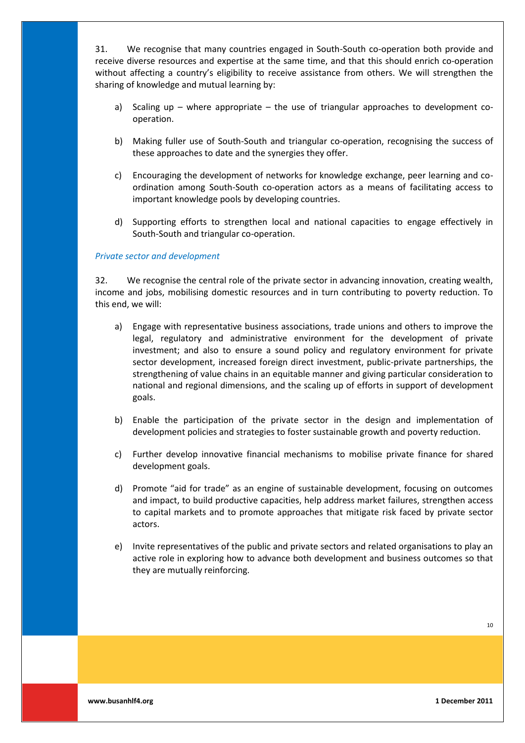31. We recognise that many countries engaged in South-South co-operation both provide and receive diverse resources and expertise at the same time, and that this should enrich co-operation without affecting a country's eligibility to receive assistance from others. We will strengthen the sharing of knowledge and mutual learning by:

a) Scaling up – where appropriate – the use of triangular approaches to development co-operation.

b) Making fuller use of South-South and triangular co-operation, recognising the success of these approaches to date and the synergies they offer.

c) Encouraging the development of networks for knowledge exchange, peer learning and co-ordination among South-South co-operation actors as a means of facilitating access to important knowledge pools by developing countries.

d) Supporting efforts to strengthen local and national capacities to engage effectively in South-South and triangular co-operation.

*Private sector and development*

32. We recognise the central role of the private sector in advancing innovation, creating wealth, income and jobs, mobilising domestic resources and in turn contributing to poverty reduction. To this end, we will:

a) Engage with representative business associations, trade unions and others to improve the legal, regulatory and administrative environment for the development of private investment; and also to ensure a sound policy and regulatory environment for private sector development, increased foreign direct investment, public-private partnerships, the strengthening of value chains in an equitable manner and giving particular consideration to national and regional dimensions, and the scaling up of efforts in support of development goals.

b) Enable the participation of the private sector in the design and implementation of development policies and strategies to foster sustainable growth and poverty reduction.

c) Further develop innovative financial mechanisms to mobilise private finance for shared development goals.

d) Promote "aid for trade" as an engine of sustainable development, focusing on outcomes and impact, to build productive capacities, help address market failures, strengthen access to capital markets and to promote approaches that mitigate risk faced by private sector actors.

e) Invite representatives of the public and private sectors and related organisations to play an active role in exploring how to advance both development and business outcomes so that they are mutually reinforcing.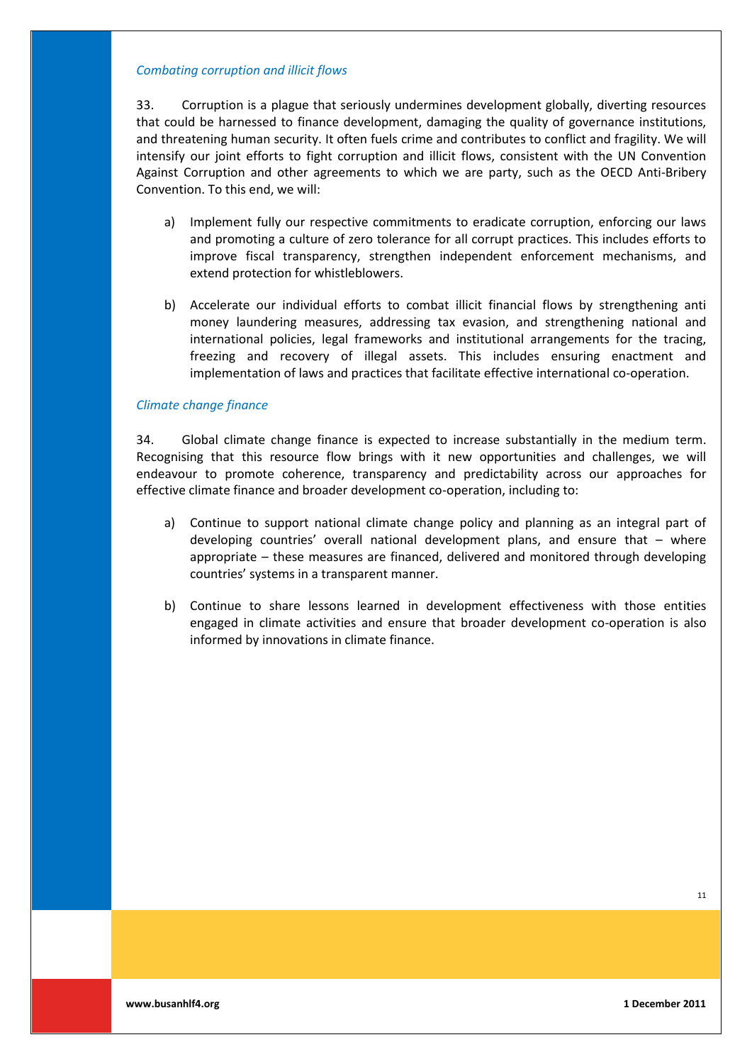*Combating corruption and illicit flows*

33. Corruption is a plague that seriously undermines development globally, diverting resources that could be harnessed to finance development, damaging the quality of governance institutions, and threatening human security. It often fuels crime and contributes to conflict and fragility. We will intensify our joint efforts to fight corruption and illicit flows, consistent with the UN Convention Against Corruption and other agreements to which we are party, such as the OECD Anti-Bribery Convention. To this end, we will:

a) Implement fully our respective commitments to eradicate corruption, enforcing our laws and promoting a culture of zero tolerance for all corrupt practices. This includes efforts to improve fiscal transparency, strengthen independent enforcement mechanisms, and extend protection for whistleblowers.

b) Accelerate our individual efforts to combat illicit financial flows by strengthening anti money laundering measures, addressing tax evasion, and strengthening national and international policies, legal frameworks and institutional arrangements for the tracing, freezing and recovery of illegal assets. This includes ensuring enactment and implementation of laws and practices that facilitate effective international co-operation.

*Climate change finance*

34. Global climate change finance is expected to increase substantially in the medium term. Recognising that this resource flow brings with it new opportunities and challenges, we will endeavour to promote coherence, transparency and predictability across our approaches for effective climate finance and broader development co-operation, including to:

a) Continue to support national climate change policy and planning as an integral part of developing countries' overall national development plans, and ensure that – where appropriate – these measures are financed, delivered and monitored through developing countries' systems in a transparent manner.

b) Continue to share lessons learned in development effectiveness with those entities engaged in climate activities and ensure that broader development co-operation is also informed by innovations in climate finance.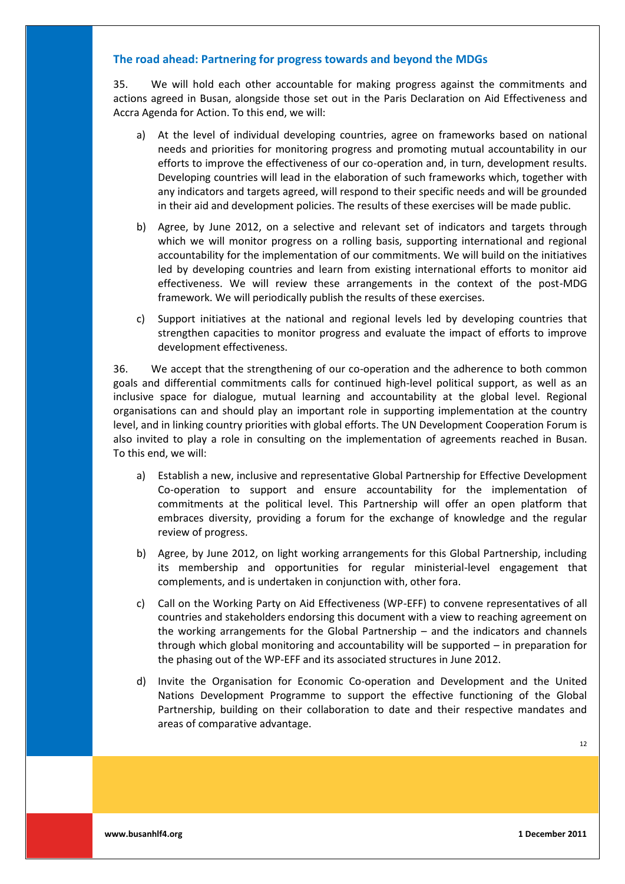## The road ahead: Partnering for progress towards and beyond the MDGs

35. We will hold each other accountable for making progress against the commitments and actions agreed in Busan, alongside those set out in the Paris Declaration on Aid Effectiveness and Accra Agenda for Action. To this end, we will:

a) At the level of individual developing countries, agree on frameworks based on national needs and priorities for monitoring progress and promoting mutual accountability in our efforts to improve the effectiveness of our co-operation and, in turn, development results. Developing countries will lead in the elaboration of such frameworks which, together with any indicators and targets agreed, will respond to their specific needs and will be grounded in their aid and development policies. The results of these exercises will be made public.

b) Agree, by June 2012, on a selective and relevant set of indicators and targets through which we will monitor progress on a rolling basis, supporting international and regional accountability for the implementation of our commitments. We will build on the initiatives led by developing countries and learn from existing international efforts to monitor aid effectiveness. We will review these arrangements in the context of the post-MDG framework. We will periodically publish the results of these exercises.

c) Support initiatives at the national and regional levels led by developing countries that strengthen capacities to monitor progress and evaluate the impact of efforts to improve development effectiveness.

36. We accept that the strengthening of our co-operation and the adherence to both common goals and differential commitments calls for continued high-level political support, as well as an inclusive space for dialogue, mutual learning and accountability at the global level. Regional organisations can and should play an important role in supporting implementation at the country level, and in linking country priorities with global efforts. The UN Development Cooperation Forum is also invited to play a role in consulting on the implementation of agreements reached in Busan. To this end, we will:

a) Establish a new, inclusive and representative Global Partnership for Effective Development Co-operation to support and ensure accountability for the implementation of commitments at the political level. This Partnership will offer an open platform that embraces diversity, providing a forum for the exchange of knowledge and the regular review of progress.

b) Agree, by June 2012, on light working arrangements for this Global Partnership, including its membership and opportunities for regular ministerial-level engagement that complements, and is undertaken in conjunction with, other fora.

c) Call on the Working Party on Aid Effectiveness (WP-EFF) to convene representatives of all countries and stakeholders endorsing this document with a view to reaching agreement on the working arrangements for the Global Partnership – and the indicators and channels through which global monitoring and accountability will be supported – in preparation for the phasing out of the WP-EFF and its associated structures in June 2012.

d) Invite the Organisation for Economic Co-operation and Development and the United Nations Development Programme to support the effective functioning of the Global Partnership, building on their collaboration to date and their respective mandates and areas of comparative advantage.